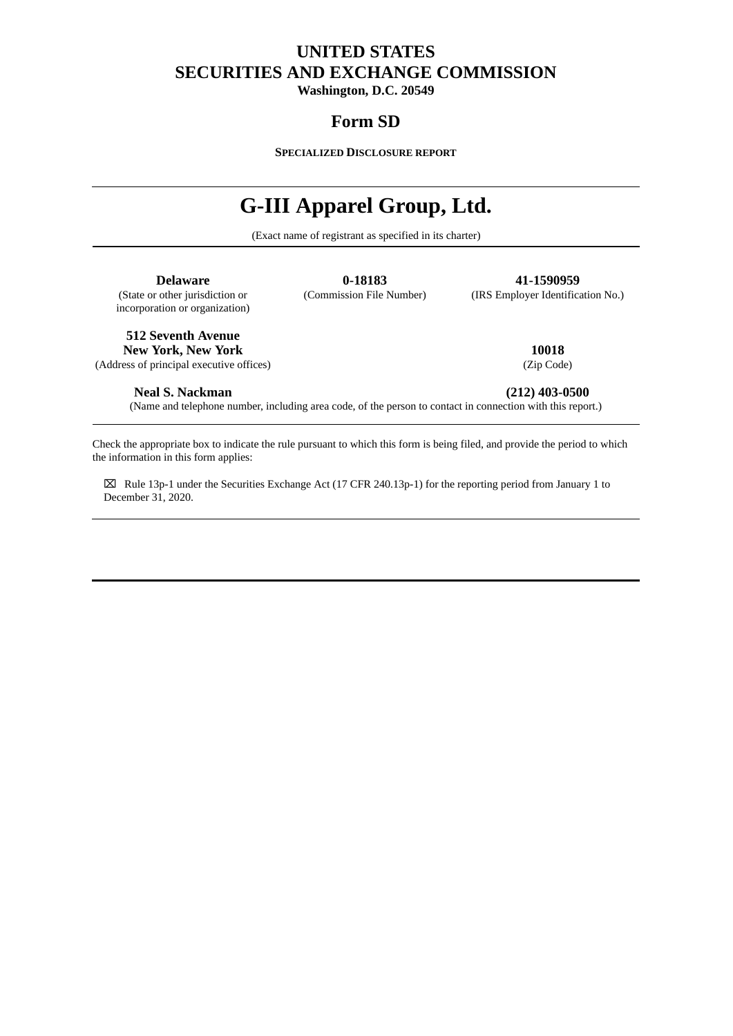# UNITED STATES
# SECURITIES AND EXCHANGE COMMISSION

**Washington, D.C. 20549**

## Form SD

**SPECIALIZED DISCLOSURE REPORT**

# G-III Apparel Group, Ltd.

(Exact name of registrant as specified in its charter)

| **Delaware** | **0-18183** | **41-1590959** |
|---|---|---|
| (State or other jurisdiction or incorporation or organization) | (Commission File Number) | (IRS Employer Identification No.) |

| **512 Seventh Avenue New York, New York** | **10018** |
|---|---|
| (Address of principal executive offices) | (Zip Code) |

**Neal S. Nackman** **(212) 403-0500**

(Name and telephone number, including area code, of the person to contact in connection with this report.)

Check the appropriate box to indicate the rule pursuant to which this form is being filed, and provide the period to which the information in this form applies:

☒ Rule 13p-1 under the Securities Exchange Act (17 CFR 240.13p-1) for the reporting period from January 1 to December 31, 2020.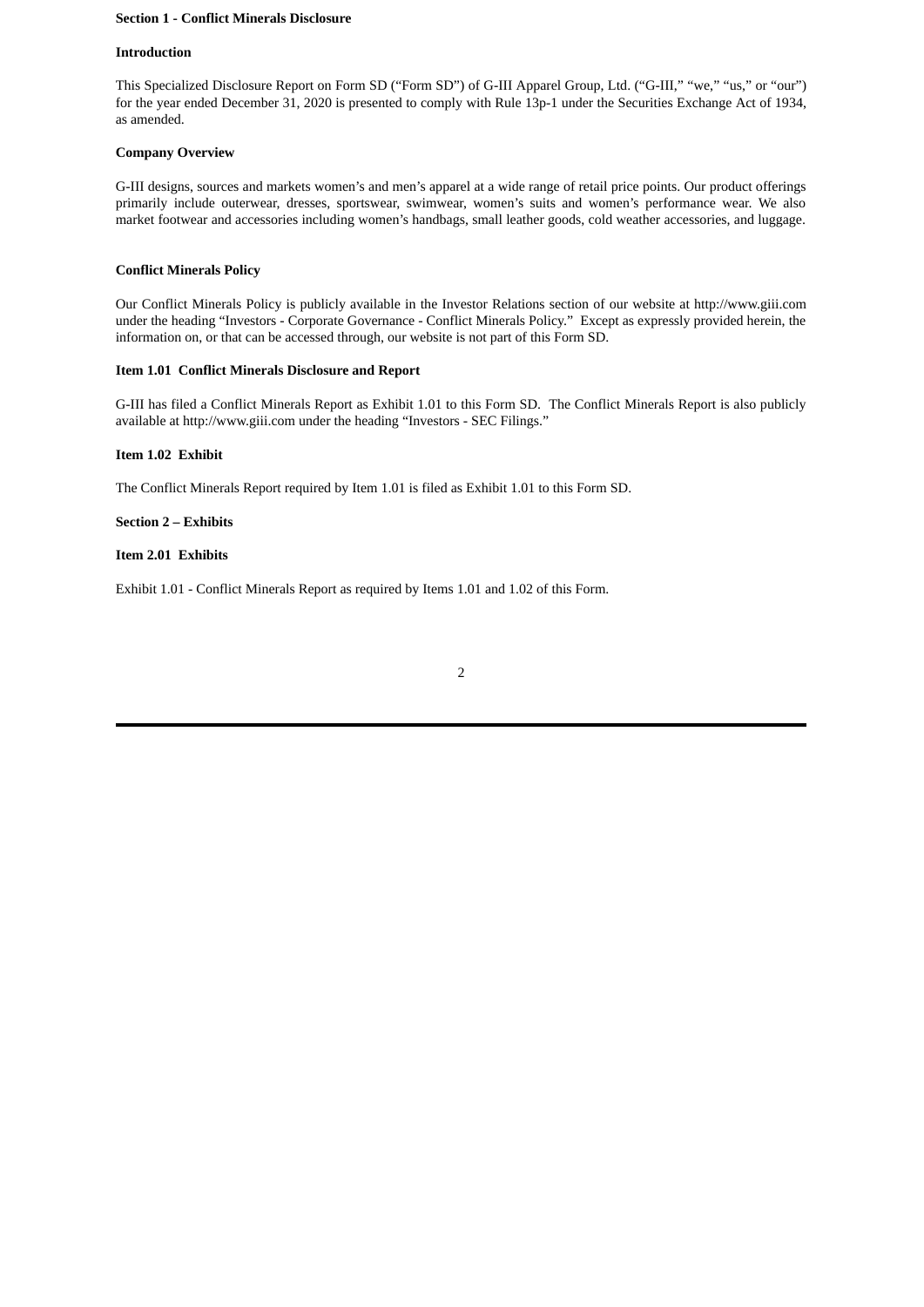## Section 1 - Conflict Minerals Disclosure

### Introduction

This Specialized Disclosure Report on Form SD ("Form SD") of G-III Apparel Group, Ltd. ("G-III," "we," "us," or "our") for the year ended December 31, 2020 is presented to comply with Rule 13p-1 under the Securities Exchange Act of 1934, as amended.

### Company Overview

G-III designs, sources and markets women's and men's apparel at a wide range of retail price points. Our product offerings primarily include outerwear, dresses, sportswear, swimwear, women's suits and women's performance wear. We also market footwear and accessories including women's handbags, small leather goods, cold weather accessories, and luggage.

### Conflict Minerals Policy

Our Conflict Minerals Policy is publicly available in the Investor Relations section of our website at http://www.giii.com under the heading "Investors - Corporate Governance - Conflict Minerals Policy." Except as expressly provided herein, the information on, or that can be accessed through, our website is not part of this Form SD.

### Item 1.01 Conflict Minerals Disclosure and Report

G-III has filed a Conflict Minerals Report as Exhibit 1.01 to this Form SD. The Conflict Minerals Report is also publicly available at http://www.giii.com under the heading "Investors - SEC Filings."

### Item 1.02 Exhibit

The Conflict Minerals Report required by Item 1.01 is filed as Exhibit 1.01 to this Form SD.

## Section 2 – Exhibits

### Item 2.01 Exhibits

Exhibit 1.01 - Conflict Minerals Report as required by Items 1.01 and 1.02 of this Form.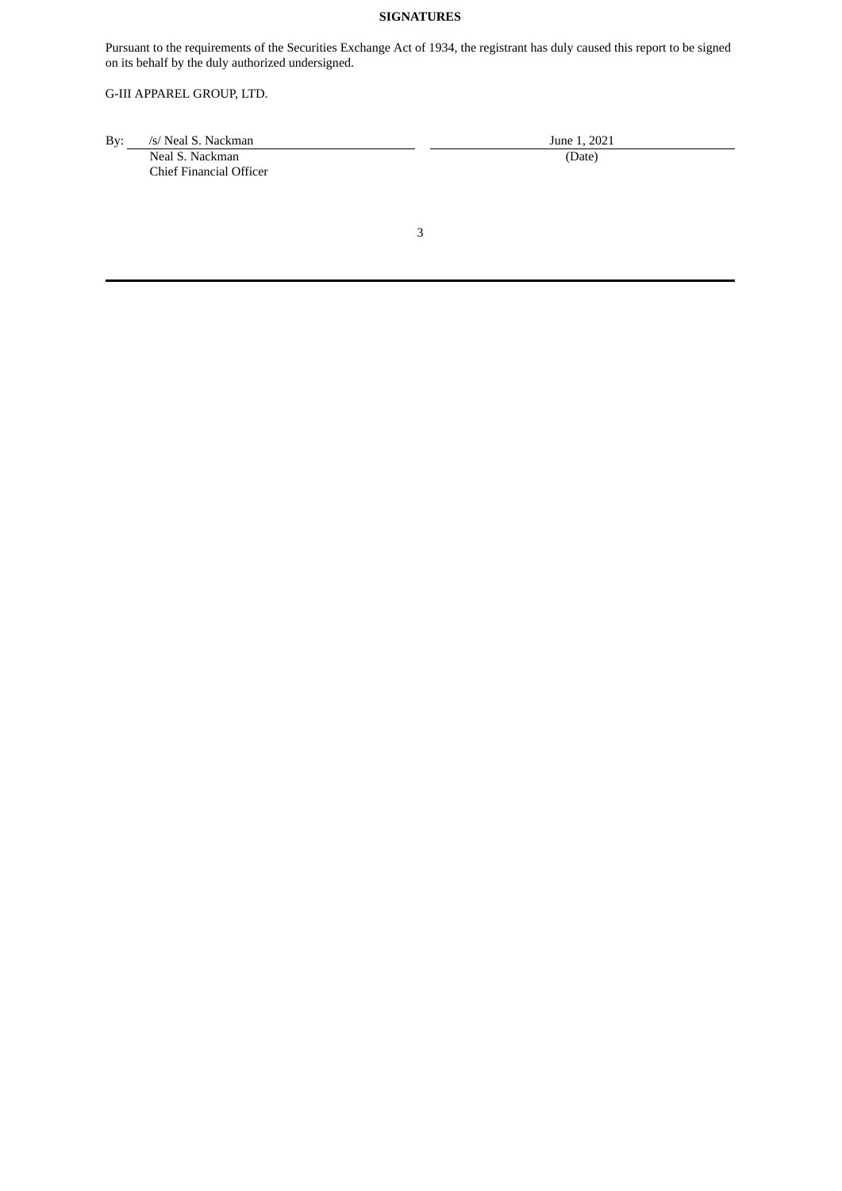**SIGNATURES**

Pursuant to the requirements of the Securities Exchange Act of 1934, the registrant has duly caused this report to be signed on its behalf by the duly authorized undersigned.

G-III APPAREL GROUP, LTD.

| | |
|---|---|
| By: /s/ Neal S. Nackman | June 1, 2021 |
| Neal S. Nackman | (Date) |
| Chief Financial Officer | |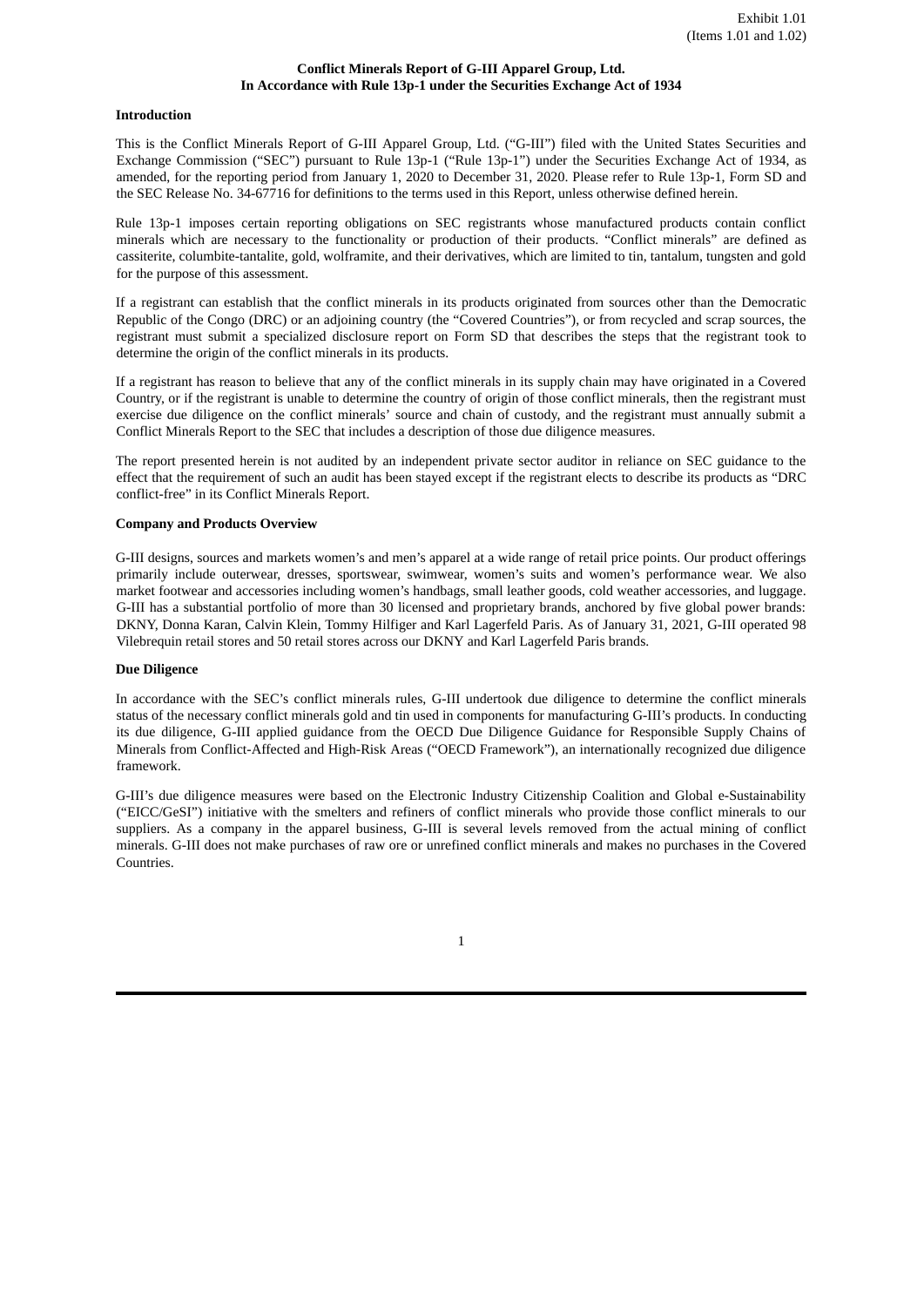Exhibit 1.01
(Items 1.01 and 1.02)

**Conflict Minerals Report of G-III Apparel Group, Ltd.**
**In Accordance with Rule 13p-1 under the Securities Exchange Act of 1934**

**Introduction**

This is the Conflict Minerals Report of G-III Apparel Group, Ltd. ("G-III") filed with the United States Securities and Exchange Commission ("SEC") pursuant to Rule 13p-1 ("Rule 13p-1") under the Securities Exchange Act of 1934, as amended, for the reporting period from January 1, 2020 to December 31, 2020. Please refer to Rule 13p-1, Form SD and the SEC Release No. 34-67716 for definitions to the terms used in this Report, unless otherwise defined herein.

Rule 13p-1 imposes certain reporting obligations on SEC registrants whose manufactured products contain conflict minerals which are necessary to the functionality or production of their products. "Conflict minerals" are defined as cassiterite, columbite-tantalite, gold, wolframite, and their derivatives, which are limited to tin, tantalum, tungsten and gold for the purpose of this assessment.

If a registrant can establish that the conflict minerals in its products originated from sources other than the Democratic Republic of the Congo (DRC) or an adjoining country (the "Covered Countries"), or from recycled and scrap sources, the registrant must submit a specialized disclosure report on Form SD that describes the steps that the registrant took to determine the origin of the conflict minerals in its products.

If a registrant has reason to believe that any of the conflict minerals in its supply chain may have originated in a Covered Country, or if the registrant is unable to determine the country of origin of those conflict minerals, then the registrant must exercise due diligence on the conflict minerals' source and chain of custody, and the registrant must annually submit a Conflict Minerals Report to the SEC that includes a description of those due diligence measures.

The report presented herein is not audited by an independent private sector auditor in reliance on SEC guidance to the effect that the requirement of such an audit has been stayed except if the registrant elects to describe its products as "DRC conflict-free" in its Conflict Minerals Report.

**Company and Products Overview**

G-III designs, sources and markets women's and men's apparel at a wide range of retail price points. Our product offerings primarily include outerwear, dresses, sportswear, swimwear, women's suits and women's performance wear. We also market footwear and accessories including women's handbags, small leather goods, cold weather accessories, and luggage. G-III has a substantial portfolio of more than 30 licensed and proprietary brands, anchored by five global power brands: DKNY, Donna Karan, Calvin Klein, Tommy Hilfiger and Karl Lagerfeld Paris. As of January 31, 2021, G-III operated 98 Vilebrequin retail stores and 50 retail stores across our DKNY and Karl Lagerfeld Paris brands.

**Due Diligence**

In accordance with the SEC's conflict minerals rules, G-III undertook due diligence to determine the conflict minerals status of the necessary conflict minerals gold and tin used in components for manufacturing G-III's products. In conducting its due diligence, G-III applied guidance from the OECD Due Diligence Guidance for Responsible Supply Chains of Minerals from Conflict-Affected and High-Risk Areas ("OECD Framework"), an internationally recognized due diligence framework.

G-III's due diligence measures were based on the Electronic Industry Citizenship Coalition and Global e-Sustainability ("EICC/GeSI") initiative with the smelters and refiners of conflict minerals who provide those conflict minerals to our suppliers. As a company in the apparel business, G-III is several levels removed from the actual mining of conflict minerals. G-III does not make purchases of raw ore or unrefined conflict minerals and makes no purchases in the Covered Countries.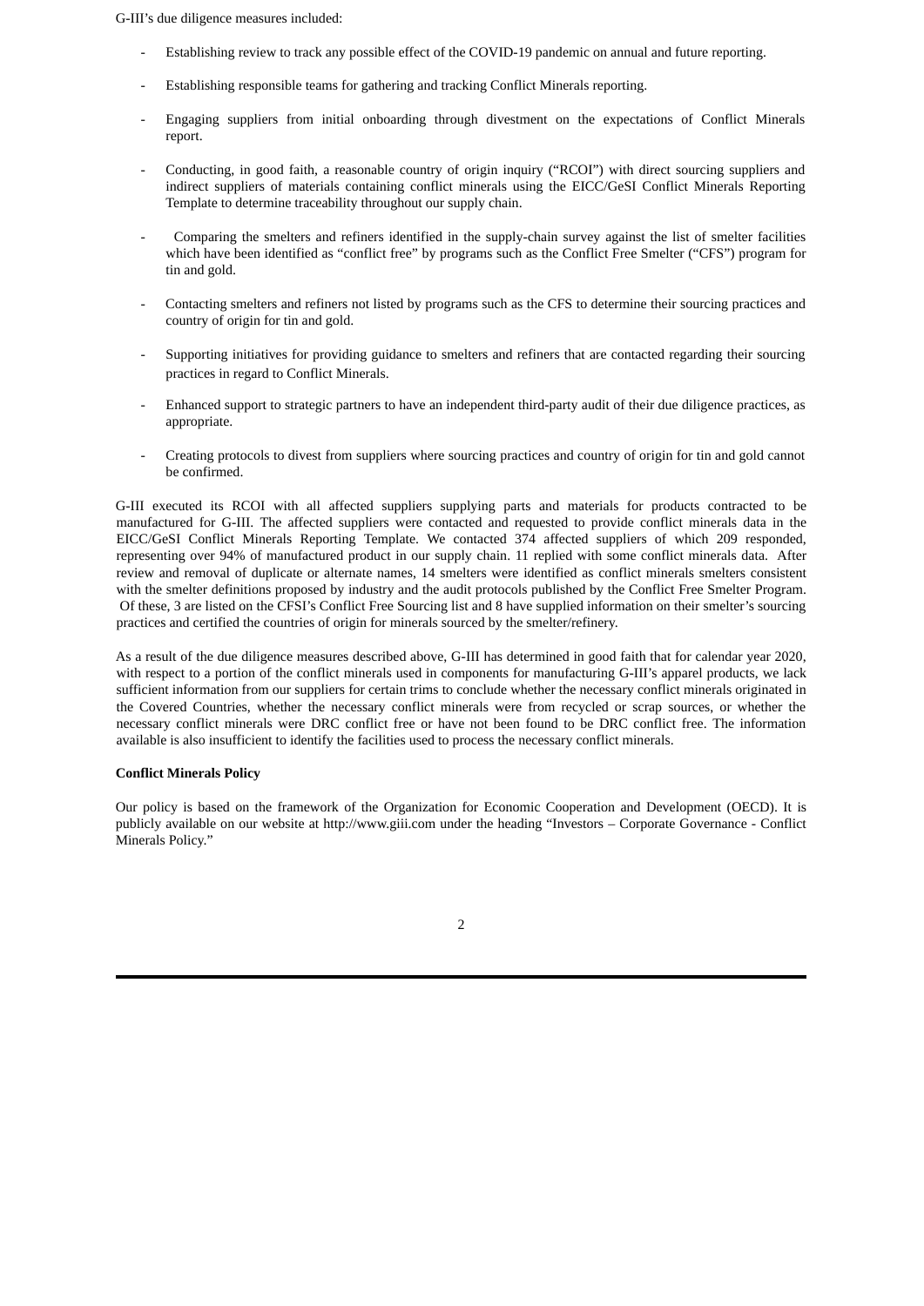G-III's due diligence measures included:

- Establishing review to track any possible effect of the COVID-19 pandemic on annual and future reporting.
- Establishing responsible teams for gathering and tracking Conflict Minerals reporting.
- Engaging suppliers from initial onboarding through divestment on the expectations of Conflict Minerals report.
- Conducting, in good faith, a reasonable country of origin inquiry ("RCOI") with direct sourcing suppliers and indirect suppliers of materials containing conflict minerals using the EICC/GeSI Conflict Minerals Reporting Template to determine traceability throughout our supply chain.
- Comparing the smelters and refiners identified in the supply-chain survey against the list of smelter facilities which have been identified as "conflict free" by programs such as the Conflict Free Smelter ("CFS") program for tin and gold.
- Contacting smelters and refiners not listed by programs such as the CFS to determine their sourcing practices and country of origin for tin and gold.
- Supporting initiatives for providing guidance to smelters and refiners that are contacted regarding their sourcing practices in regard to Conflict Minerals.
- Enhanced support to strategic partners to have an independent third-party audit of their due diligence practices, as appropriate.
- Creating protocols to divest from suppliers where sourcing practices and country of origin for tin and gold cannot be confirmed.

G-III executed its RCOI with all affected suppliers supplying parts and materials for products contracted to be manufactured for G-III. The affected suppliers were contacted and requested to provide conflict minerals data in the EICC/GeSI Conflict Minerals Reporting Template. We contacted 374 affected suppliers of which 209 responded, representing over 94% of manufactured product in our supply chain. 11 replied with some conflict minerals data. After review and removal of duplicate or alternate names, 14 smelters were identified as conflict minerals smelters consistent with the smelter definitions proposed by industry and the audit protocols published by the Conflict Free Smelter Program. Of these, 3 are listed on the CFSI's Conflict Free Sourcing list and 8 have supplied information on their smelter's sourcing practices and certified the countries of origin for minerals sourced by the smelter/refinery.

As a result of the due diligence measures described above, G-III has determined in good faith that for calendar year 2020, with respect to a portion of the conflict minerals used in components for manufacturing G-III's apparel products, we lack sufficient information from our suppliers for certain trims to conclude whether the necessary conflict minerals originated in the Covered Countries, whether the necessary conflict minerals were from recycled or scrap sources, or whether the necessary conflict minerals were DRC conflict free or have not been found to be DRC conflict free. The information available is also insufficient to identify the facilities used to process the necessary conflict minerals.

**Conflict Minerals Policy**

Our policy is based on the framework of the Organization for Economic Cooperation and Development (OECD). It is publicly available on our website at http://www.giii.com under the heading "Investors – Corporate Governance - Conflict Minerals Policy."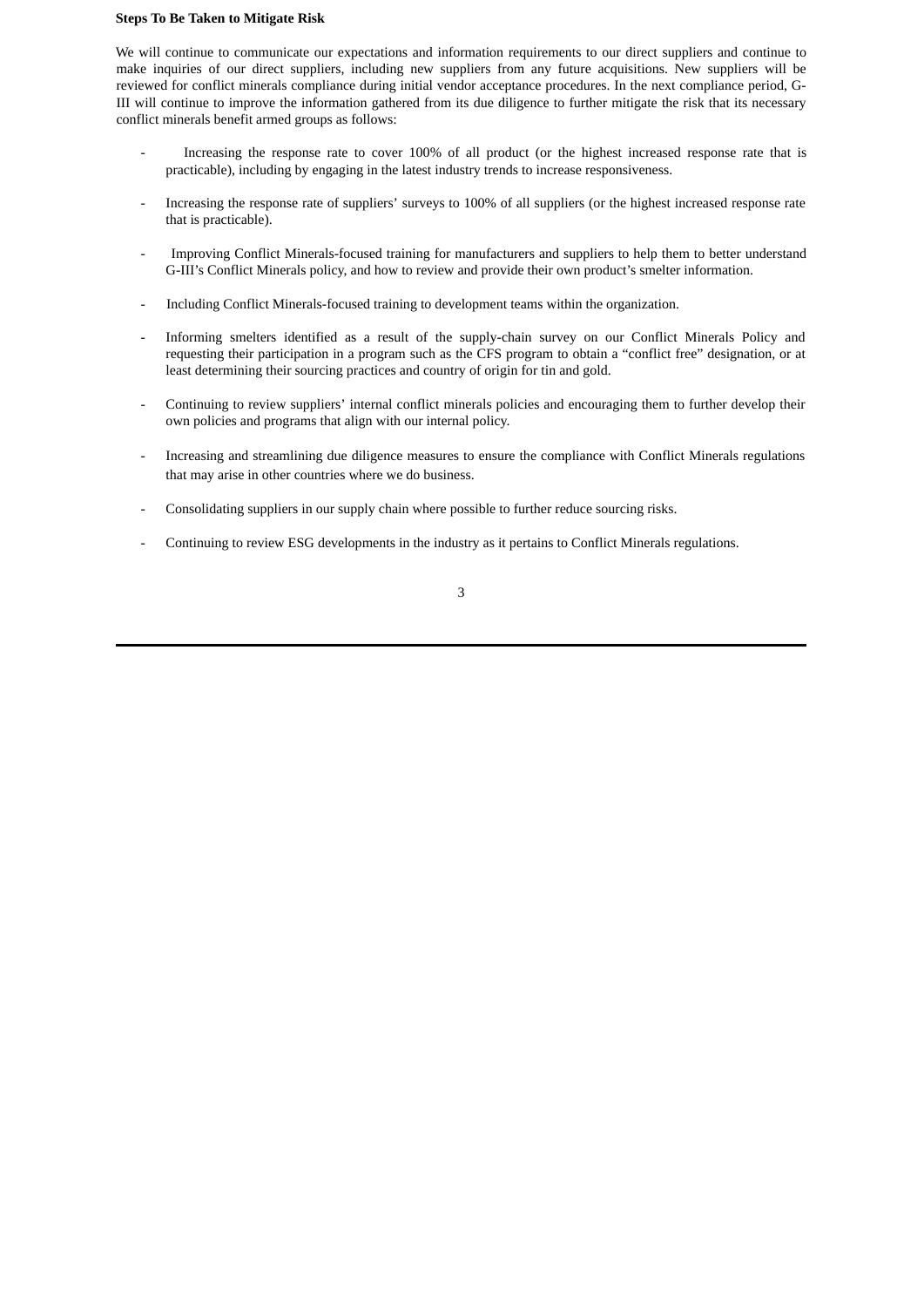**Steps To Be Taken to Mitigate Risk**

We will continue to communicate our expectations and information requirements to our direct suppliers and continue to make inquiries of our direct suppliers, including new suppliers from any future acquisitions. New suppliers will be reviewed for conflict minerals compliance during initial vendor acceptance procedures. In the next compliance period, G-III will continue to improve the information gathered from its due diligence to further mitigate the risk that its necessary conflict minerals benefit armed groups as follows:

- Increasing the response rate to cover 100% of all product (or the highest increased response rate that is practicable), including by engaging in the latest industry trends to increase responsiveness.

- Increasing the response rate of suppliers' surveys to 100% of all suppliers (or the highest increased response rate that is practicable).

- Improving Conflict Minerals-focused training for manufacturers and suppliers to help them to better understand G-III's Conflict Minerals policy, and how to review and provide their own product's smelter information.

- Including Conflict Minerals-focused training to development teams within the organization.

- Informing smelters identified as a result of the supply-chain survey on our Conflict Minerals Policy and requesting their participation in a program such as the CFS program to obtain a "conflict free" designation, or at least determining their sourcing practices and country of origin for tin and gold.

- Continuing to review suppliers' internal conflict minerals policies and encouraging them to further develop their own policies and programs that align with our internal policy.

- Increasing and streamlining due diligence measures to ensure the compliance with Conflict Minerals regulations that may arise in other countries where we do business.

- Consolidating suppliers in our supply chain where possible to further reduce sourcing risks.

- Continuing to review ESG developments in the industry as it pertains to Conflict Minerals regulations.